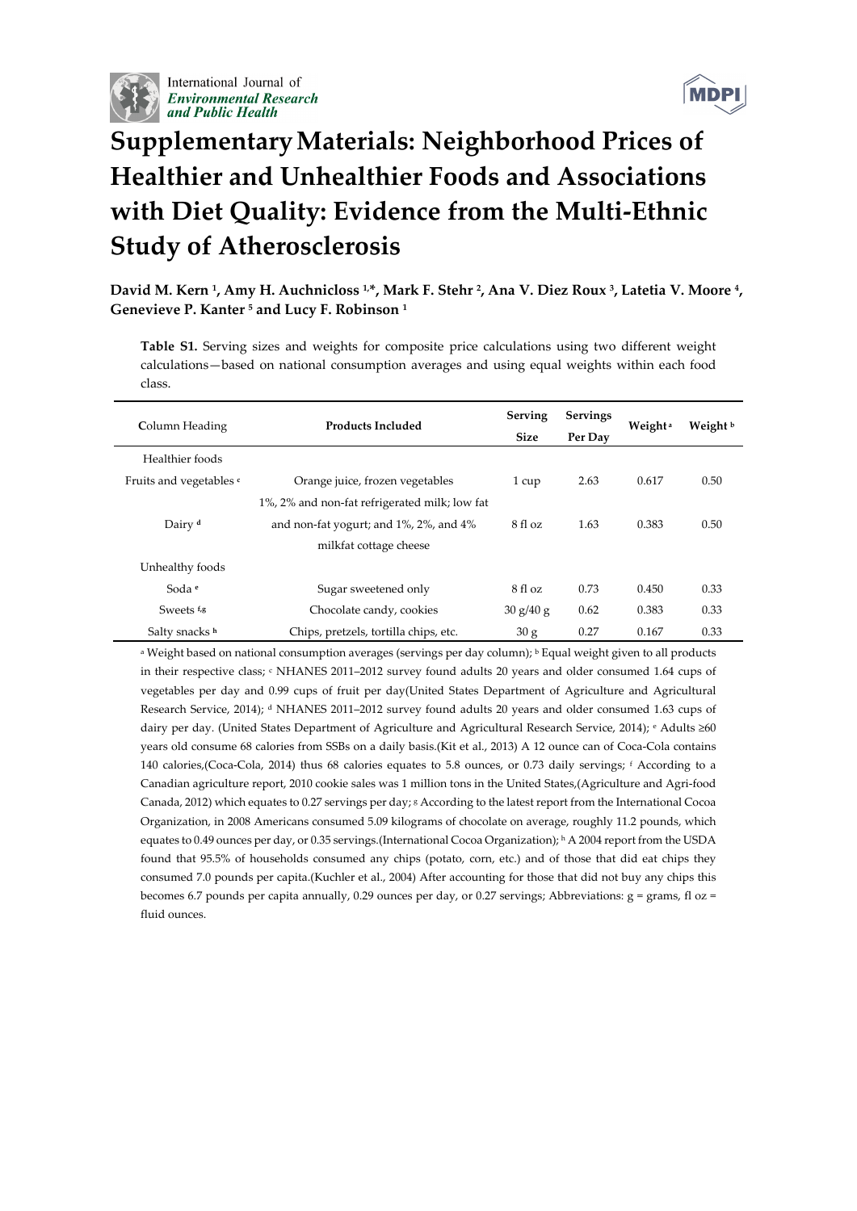# Supplementary Materials: Neighborhood Prices of Healthier and Unhealthier Foods and Associations with Diet Quality: Evidence from the Multi-Ethnic Study of Atherosclerosis

**David M. Kern [1], Amy H. Auchnicloss [1,*], Mark F. Stehr [2], Ana V. Diez Roux [3], Latetia V. Moore [4], Genevieve P. Kanter [5] and Lucy F. Robinson [1]**

**Table S1.** Serving sizes and weights for composite price calculations using two different weight calculations—based on national consumption averages and using equal weights within each food class.

| Column Heading | Products Included | Serving Size | Servings Per Day | Weight [a] | Weight [b] |
|---|---|---|---|---|---|
| Healthier foods | | | | | |
| Fruits and vegetables [c] | Orange juice, frozen vegetables | 1 cup | 2.63 | 0.617 | 0.50 |
| Dairy [d] | 1%, 2% and non-fat refrigerated milk; low fat and non-fat yogurt; and 1%, 2%, and 4% milkfat cottage cheese | 8 fl oz | 1.63 | 0.383 | 0.50 |
| Unhealthy foods | | | | | |
| Soda [e] | Sugar sweetened only | 8 fl oz | 0.73 | 0.450 | 0.33 |
| Sweets [f,g] | Chocolate candy, cookies | 30 g/40 g | 0.62 | 0.383 | 0.33 |
| Salty snacks [h] | Chips, pretzels, tortilla chips, etc. | 30 g | 0.27 | 0.167 | 0.33 |

[a] Weight based on national consumption averages (servings per day column); [b] Equal weight given to all products in their respective class; [c] NHANES 2011–2012 survey found adults 20 years and older consumed 1.64 cups of vegetables per day and 0.99 cups of fruit per day(United States Department of Agriculture and Agricultural Research Service, 2014); [d] NHANES 2011–2012 survey found adults 20 years and older consumed 1.63 cups of dairy per day. (United States Department of Agriculture and Agricultural Research Service, 2014); [e] Adults ≥60 years old consume 68 calories from SSBs on a daily basis.(Kit et al., 2013) A 12 ounce can of Coca-Cola contains 140 calories,(Coca-Cola, 2014) thus 68 calories equates to 5.8 ounces, or 0.73 daily servings; [f] According to a Canadian agriculture report, 2010 cookie sales was 1 million tons in the United States,(Agriculture and Agri-food Canada, 2012) which equates to 0.27 servings per day; [g] According to the latest report from the International Cocoa Organization, in 2008 Americans consumed 5.09 kilograms of chocolate on average, roughly 11.2 pounds, which equates to 0.49 ounces per day, or 0.35 servings.(International Cocoa Organization); [h] A 2004 report from the USDA found that 95.5% of households consumed any chips (potato, corn, etc.) and of those that did eat chips they consumed 7.0 pounds per capita.(Kuchler et al., 2004) After accounting for those that did not buy any chips this becomes 6.7 pounds per capita annually, 0.29 ounces per day, or 0.27 servings; Abbreviations: g = grams, fl oz = fluid ounces.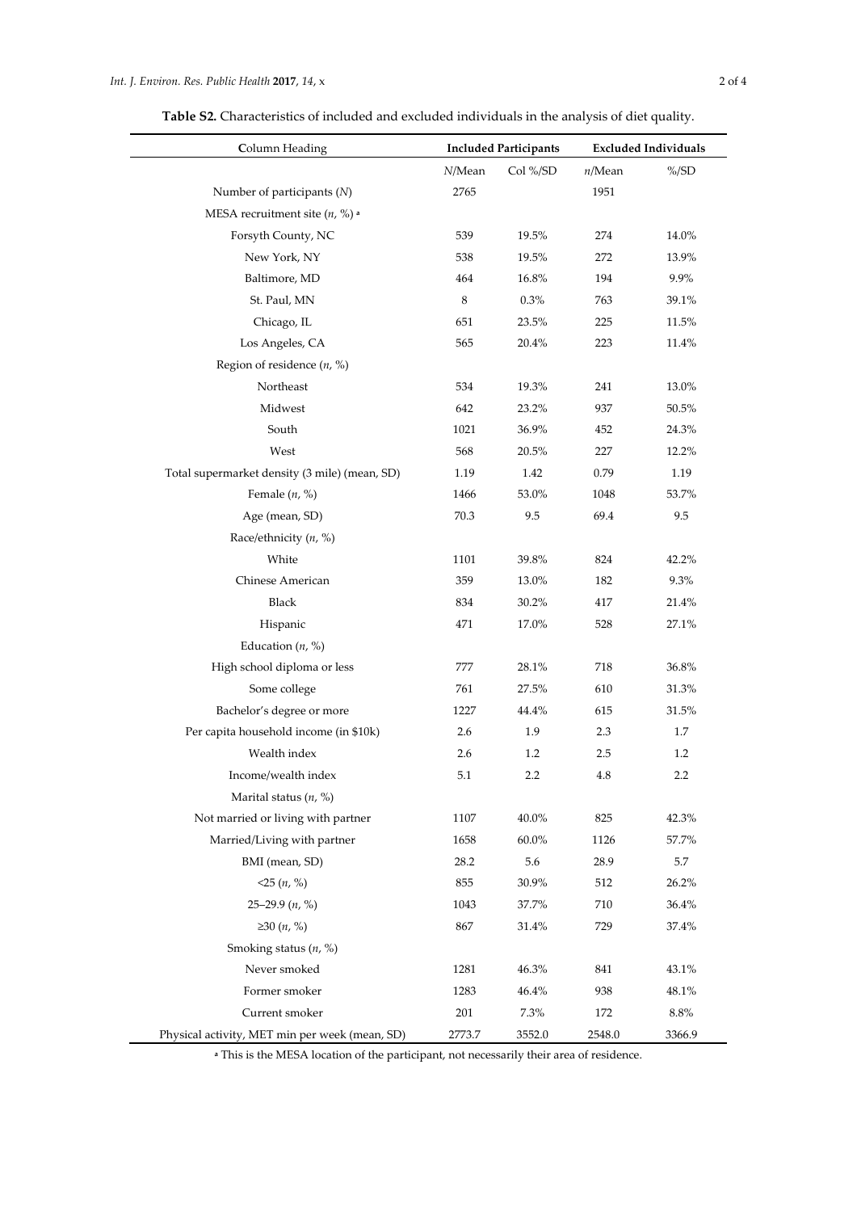**Table S2.** Characteristics of included and excluded individuals in the analysis of diet quality.

| Column Heading | Included Participants | | Excluded Individuals | |
|---|---|---|---|---|
| | *N*/Mean | Col %/SD | *n*/Mean | %/SD |
| Number of participants (*N*) | 2765 | | 1951 | |
| MESA recruitment site (*n*, %) [a] | | | | |
| Forsyth County, NC | 539 | 19.5% | 274 | 14.0% |
| New York, NY | 538 | 19.5% | 272 | 13.9% |
| Baltimore, MD | 464 | 16.8% | 194 | 9.9% |
| St. Paul, MN | 8 | 0.3% | 763 | 39.1% |
| Chicago, IL | 651 | 23.5% | 225 | 11.5% |
| Los Angeles, CA | 565 | 20.4% | 223 | 11.4% |
| Region of residence (*n*, %) | | | | |
| Northeast | 534 | 19.3% | 241 | 13.0% |
| Midwest | 642 | 23.2% | 937 | 50.5% |
| South | 1021 | 36.9% | 452 | 24.3% |
| West | 568 | 20.5% | 227 | 12.2% |
| Total supermarket density (3 mile) (mean, SD) | 1.19 | 1.42 | 0.79 | 1.19 |
| Female (*n*, %) | 1466 | 53.0% | 1048 | 53.7% |
| Age (mean, SD) | 70.3 | 9.5 | 69.4 | 9.5 |
| Race/ethnicity (*n*, %) | | | | |
| White | 1101 | 39.8% | 824 | 42.2% |
| Chinese American | 359 | 13.0% | 182 | 9.3% |
| Black | 834 | 30.2% | 417 | 21.4% |
| Hispanic | 471 | 17.0% | 528 | 27.1% |
| Education (*n*, %) | | | | |
| High school diploma or less | 777 | 28.1% | 718 | 36.8% |
| Some college | 761 | 27.5% | 610 | 31.3% |
| Bachelor's degree or more | 1227 | 44.4% | 615 | 31.5% |
| Per capita household income (in $10k) | 2.6 | 1.9 | 2.3 | 1.7 |
| Wealth index | 2.6 | 1.2 | 2.5 | 1.2 |
| Income/wealth index | 5.1 | 2.2 | 4.8 | 2.2 |
| Marital status (*n*, %) | | | | |
| Not married or living with partner | 1107 | 40.0% | 825 | 42.3% |
| Married/Living with partner | 1658 | 60.0% | 1126 | 57.7% |
| BMI (mean, SD) | 28.2 | 5.6 | 28.9 | 5.7 |
| <25 (*n*, %) | 855 | 30.9% | 512 | 26.2% |
| 25–29.9 (*n*, %) | 1043 | 37.7% | 710 | 36.4% |
| ≥30 (*n*, %) | 867 | 31.4% | 729 | 37.4% |
| Smoking status (*n*, %) | | | | |
| Never smoked | 1281 | 46.3% | 841 | 43.1% |
| Former smoker | 1283 | 46.4% | 938 | 48.1% |
| Current smoker | 201 | 7.3% | 172 | 8.8% |
| Physical activity, MET min per week (mean, SD) | 2773.7 | 3552.0 | 2548.0 | 3366.9 |

[a] This is the MESA location of the participant, not necessarily their area of residence.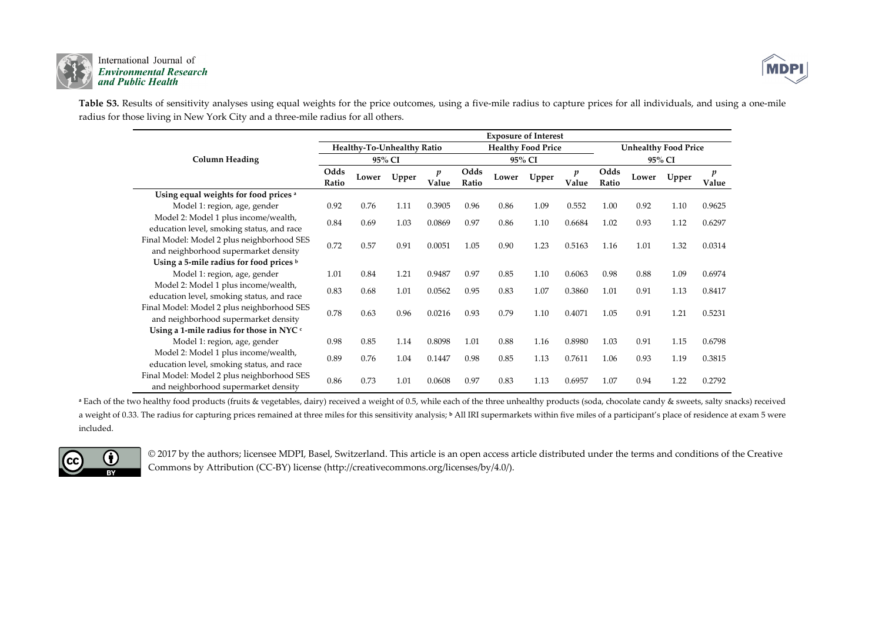**Table S3.** Results of sensitivity analyses using equal weights for the price outcomes, using a five-mile radius to capture prices for all individuals, and using a one-mile radius for those living in New York City and a three-mile radius for all others.

| Column Heading | Exposure of Interest | | | | | | | | | | | |
|---|---|---|---|---|---|---|---|---|---|---|---|---|
| | Healthy-To-Unhealthy Ratio | | | | Healthy Food Price | | | | Unhealthy Food Price | | | |
| | | 95% CI | | | | 95% CI | | | | 95% CI | | |
| | Odds Ratio | Lower | Upper | *p* Value | Odds Ratio | Lower | Upper | *p* Value | Odds Ratio | Lower | Upper | *p* Value |
| **Using equal weights for food prices** [a] | | | | | | | | | | | | |
| Model 1: region, age, gender | 0.92 | 0.76 | 1.11 | 0.3905 | 0.96 | 0.86 | 1.09 | 0.552 | 1.00 | 0.92 | 1.10 | 0.9625 |
| Model 2: Model 1 plus income/wealth, education level, smoking status, and race | 0.84 | 0.69 | 1.03 | 0.0869 | 0.97 | 0.86 | 1.10 | 0.6684 | 1.02 | 0.93 | 1.12 | 0.6297 |
| Final Model: Model 2 plus neighborhood SES and neighborhood supermarket density | 0.72 | 0.57 | 0.91 | 0.0051 | 1.05 | 0.90 | 1.23 | 0.5163 | 1.16 | 1.01 | 1.32 | 0.0314 |
| **Using a 5-mile radius for food prices** [b] | | | | | | | | | | | | |
| Model 1: region, age, gender | 1.01 | 0.84 | 1.21 | 0.9487 | 0.97 | 0.85 | 1.10 | 0.6063 | 0.98 | 0.88 | 1.09 | 0.6974 |
| Model 2: Model 1 plus income/wealth, education level, smoking status, and race | 0.83 | 0.68 | 1.01 | 0.0562 | 0.95 | 0.83 | 1.07 | 0.3860 | 1.01 | 0.91 | 1.13 | 0.8417 |
| Final Model: Model 2 plus neighborhood SES and neighborhood supermarket density | 0.78 | 0.63 | 0.96 | 0.0216 | 0.93 | 0.79 | 1.10 | 0.4071 | 1.05 | 0.91 | 1.21 | 0.5231 |
| **Using a 1-mile radius for those in NYC** [c] | | | | | | | | | | | | |
| Model 1: region, age, gender | 0.98 | 0.85 | 1.14 | 0.8098 | 1.01 | 0.88 | 1.16 | 0.8980 | 1.03 | 0.91 | 1.15 | 0.6798 |
| Model 2: Model 1 plus income/wealth, education level, smoking status, and race | 0.89 | 0.76 | 1.04 | 0.1447 | 0.98 | 0.85 | 1.13 | 0.7611 | 1.06 | 0.93 | 1.19 | 0.3815 |
| Final Model: Model 2 plus neighborhood SES and neighborhood supermarket density | 0.86 | 0.73 | 1.01 | 0.0608 | 0.97 | 0.83 | 1.13 | 0.6957 | 1.07 | 0.94 | 1.22 | 0.2792 |

[a] Each of the two healthy food products (fruits & vegetables, dairy) received a weight of 0.5, while each of the three unhealthy products (soda, chocolate candy & sweets, salty snacks) received a weight of 0.33. The radius for capturing prices remained at three miles for this sensitivity analysis; [b] All IRI supermarkets within five miles of a participant's place of residence at exam 5 were included.

© 2017 by the authors; licensee MDPI, Basel, Switzerland. This article is an open access article distributed under the terms and conditions of the Creative Commons by Attribution (CC-BY) license (http://creativecommons.org/licenses/by/4.0/).